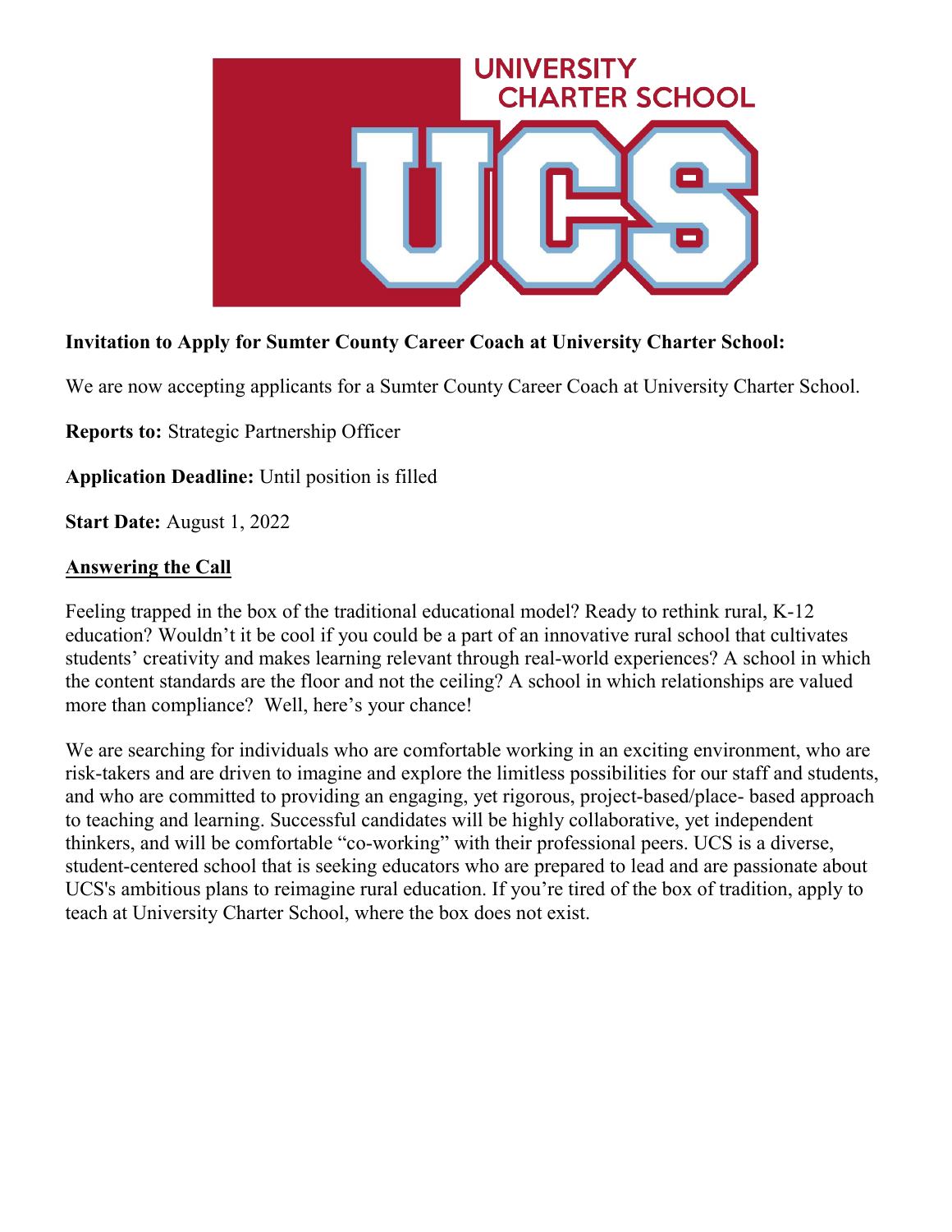**Invitation to Apply for Sumter County Career Coach at University Charter School:**

We are now accepting applicants for a Sumter County Career Coach at University Charter School.

**Reports to:** Strategic Partnership Officer

**Application Deadline:** Until position is filled

**Start Date:** August 1, 2022

## Answering the Call

Feeling trapped in the box of the traditional educational model? Ready to rethink rural, K-12 education? Wouldn't it be cool if you could be a part of an innovative rural school that cultivates students' creativity and makes learning relevant through real-world experiences? A school in which the content standards are the floor and not the ceiling? A school in which relationships are valued more than compliance? Well, here's your chance!

We are searching for individuals who are comfortable working in an exciting environment, who are risk-takers and are driven to imagine and explore the limitless possibilities for our staff and students, and who are committed to providing an engaging, yet rigorous, project-based/place- based approach to teaching and learning. Successful candidates will be highly collaborative, yet independent thinkers, and will be comfortable "co-working" with their professional peers. UCS is a diverse, student-centered school that is seeking educators who are prepared to lead and are passionate about UCS's ambitious plans to reimagine rural education. If you're tired of the box of tradition, apply to teach at University Charter School, where the box does not exist.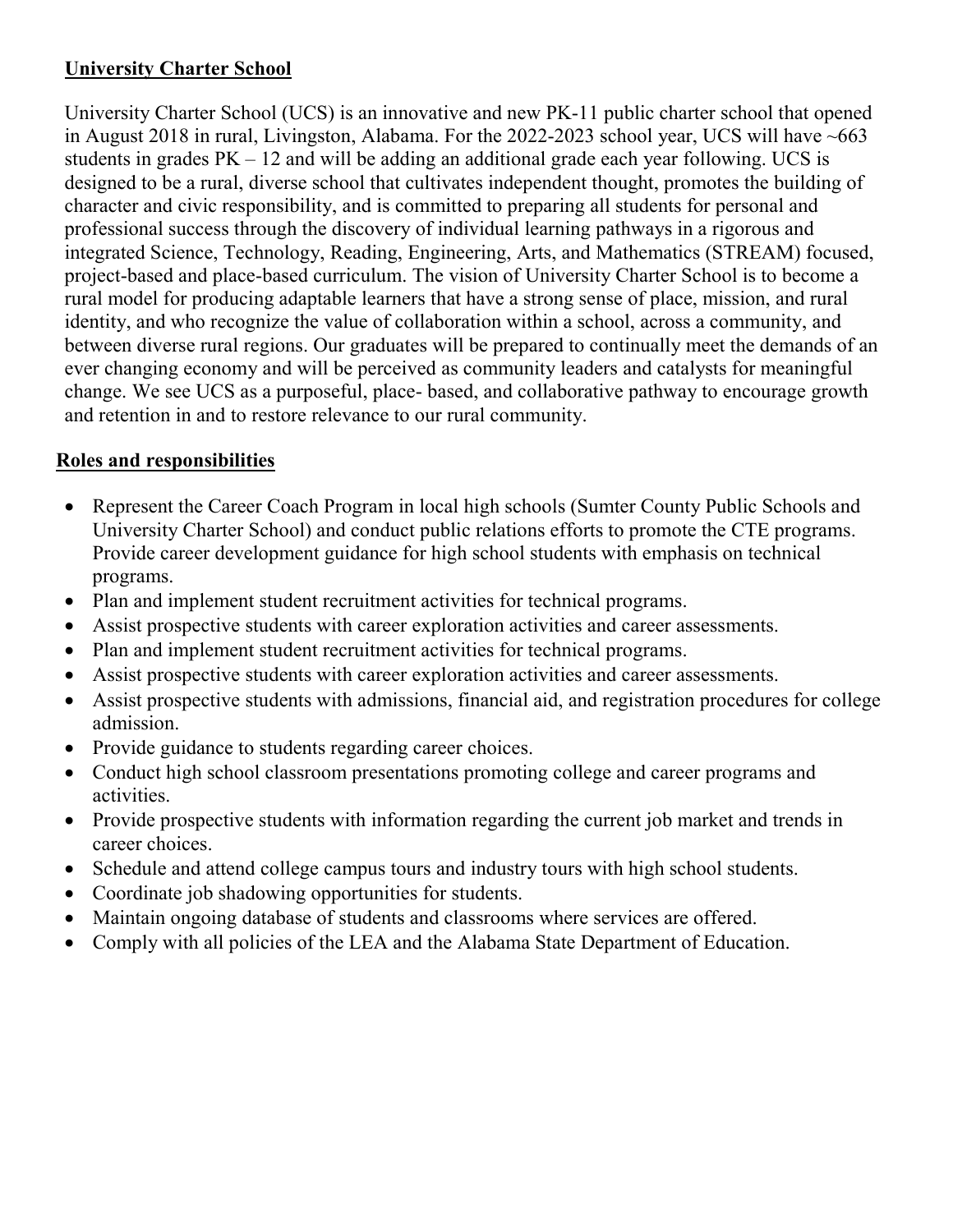## University Charter School

University Charter School (UCS) is an innovative and new PK-11 public charter school that opened in August 2018 in rural, Livingston, Alabama. For the 2022-2023 school year, UCS will have ~663 students in grades PK – 12 and will be adding an additional grade each year following. UCS is designed to be a rural, diverse school that cultivates independent thought, promotes the building of character and civic responsibility, and is committed to preparing all students for personal and professional success through the discovery of individual learning pathways in a rigorous and integrated Science, Technology, Reading, Engineering, Arts, and Mathematics (STREAM) focused, project-based and place-based curriculum. The vision of University Charter School is to become a rural model for producing adaptable learners that have a strong sense of place, mission, and rural identity, and who recognize the value of collaboration within a school, across a community, and between diverse rural regions. Our graduates will be prepared to continually meet the demands of an ever changing economy and will be perceived as community leaders and catalysts for meaningful change. We see UCS as a purposeful, place- based, and collaborative pathway to encourage growth and retention in and to restore relevance to our rural community.

## Roles and responsibilities

- Represent the Career Coach Program in local high schools (Sumter County Public Schools and University Charter School) and conduct public relations efforts to promote the CTE programs. Provide career development guidance for high school students with emphasis on technical programs.
- Plan and implement student recruitment activities for technical programs.
- Assist prospective students with career exploration activities and career assessments.
- Plan and implement student recruitment activities for technical programs.
- Assist prospective students with career exploration activities and career assessments.
- Assist prospective students with admissions, financial aid, and registration procedures for college admission.
- Provide guidance to students regarding career choices.
- Conduct high school classroom presentations promoting college and career programs and activities.
- Provide prospective students with information regarding the current job market and trends in career choices.
- Schedule and attend college campus tours and industry tours with high school students.
- Coordinate job shadowing opportunities for students.
- Maintain ongoing database of students and classrooms where services are offered.
- Comply with all policies of the LEA and the Alabama State Department of Education.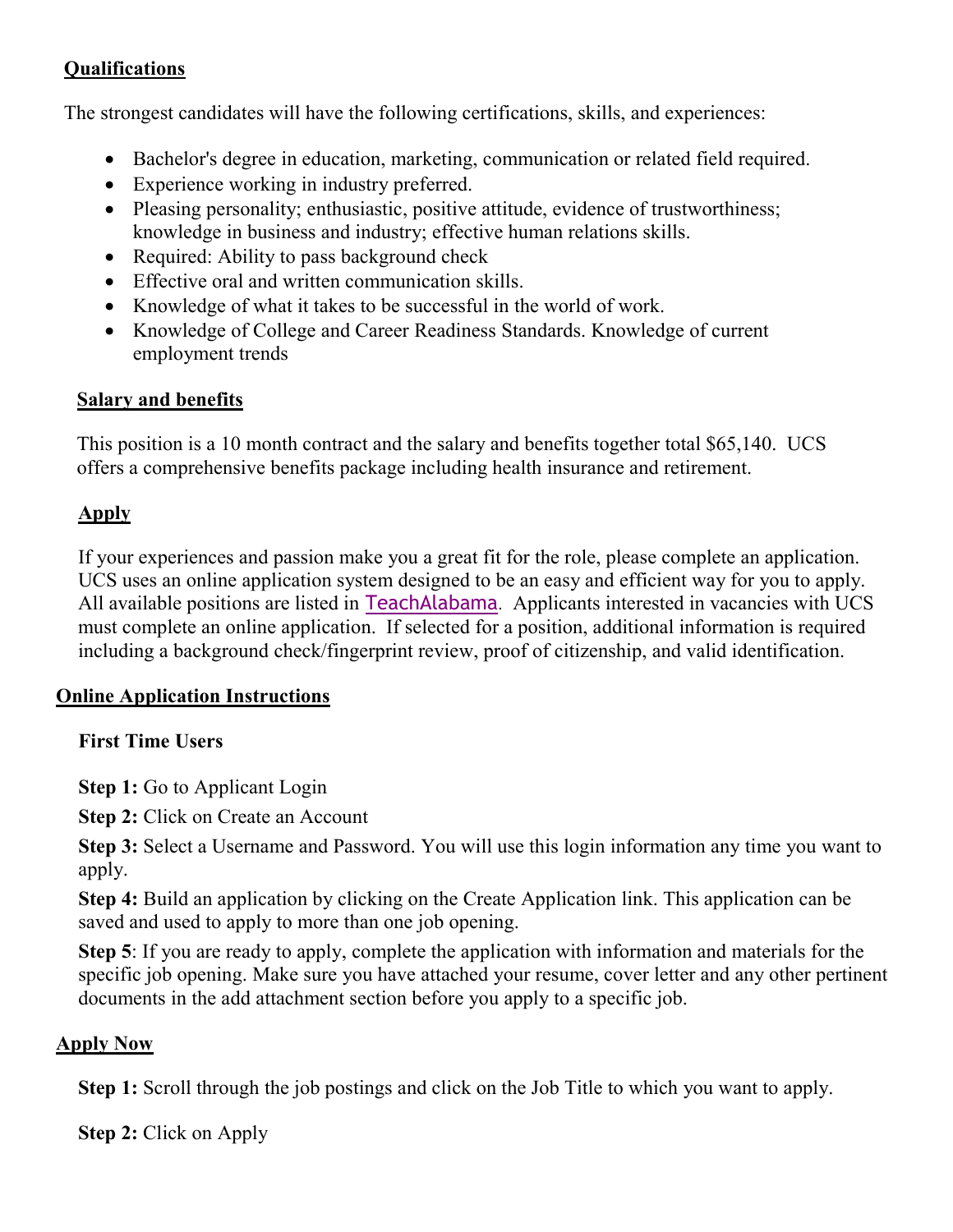## Qualifications

The strongest candidates will have the following certifications, skills, and experiences:

- Bachelor's degree in education, marketing, communication or related field required.
- Experience working in industry preferred.
- Pleasing personality; enthusiastic, positive attitude, evidence of trustworthiness; knowledge in business and industry; effective human relations skills.
- Required: Ability to pass background check
- Effective oral and written communication skills.
- Knowledge of what it takes to be successful in the world of work.
- Knowledge of College and Career Readiness Standards. Knowledge of current employment trends

## Salary and benefits

This position is a 10 month contract and the salary and benefits together total $65,140. UCS offers a comprehensive benefits package including health insurance and retirement.

## Apply

If your experiences and passion make you a great fit for the role, please complete an application. UCS uses an online application system designed to be an easy and efficient way for you to apply. All available positions are listed in TeachAlabama. Applicants interested in vacancies with UCS must complete an online application. If selected for a position, additional information is required including a background check/fingerprint review, proof of citizenship, and valid identification.

## Online Application Instructions

### First Time Users

**Step 1:** Go to Applicant Login

**Step 2:** Click on Create an Account

**Step 3:** Select a Username and Password. You will use this login information any time you want to apply.

**Step 4:** Build an application by clicking on the Create Application link. This application can be saved and used to apply to more than one job opening.

**Step 5**: If you are ready to apply, complete the application with information and materials for the specific job opening. Make sure you have attached your resume, cover letter and any other pertinent documents in the add attachment section before you apply to a specific job.

## Apply Now

**Step 1:** Scroll through the job postings and click on the Job Title to which you want to apply.

**Step 2:** Click on Apply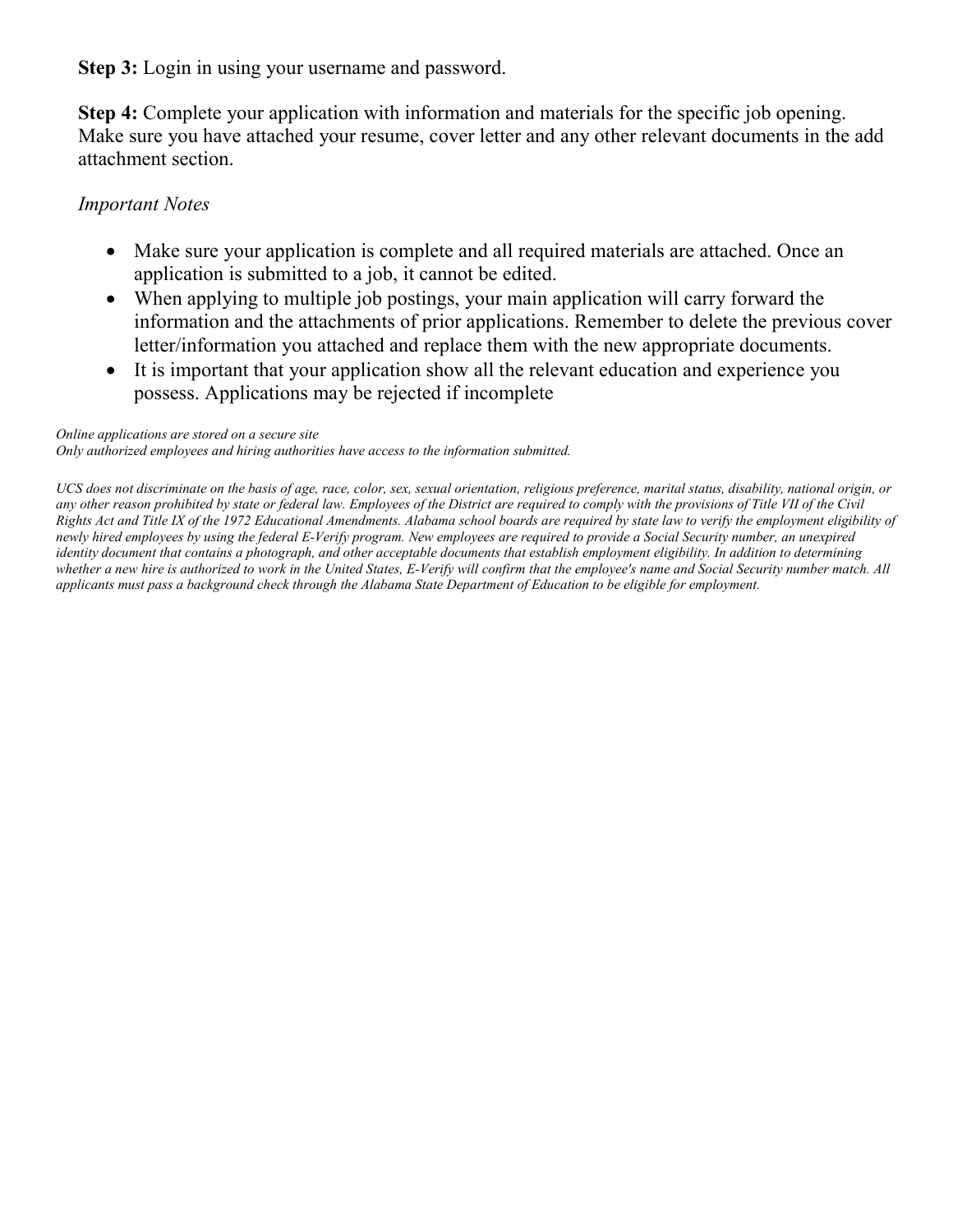**Step 3:** Login in using your username and password.

**Step 4:** Complete your application with information and materials for the specific job opening. Make sure you have attached your resume, cover letter and any other relevant documents in the add attachment section.

*Important Notes*

- Make sure your application is complete and all required materials are attached. Once an application is submitted to a job, it cannot be edited.
- When applying to multiple job postings, your main application will carry forward the information and the attachments of prior applications. Remember to delete the previous cover letter/information you attached and replace them with the new appropriate documents.
- It is important that your application show all the relevant education and experience you possess. Applications may be rejected if incomplete

*Online applications are stored on a secure site*
*Only authorized employees and hiring authorities have access to the information submitted.*

*UCS does not discriminate on the basis of age, race, color, sex, sexual orientation, religious preference, marital status, disability, national origin, or any other reason prohibited by state or federal law. Employees of the District are required to comply with the provisions of Title VII of the Civil Rights Act and Title IX of the 1972 Educational Amendments. Alabama school boards are required by state law to verify the employment eligibility of newly hired employees by using the federal E-Verify program. New employees are required to provide a Social Security number, an unexpired identity document that contains a photograph, and other acceptable documents that establish employment eligibility. In addition to determining whether a new hire is authorized to work in the United States, E-Verify will confirm that the employee's name and Social Security number match. All applicants must pass a background check through the Alabama State Department of Education to be eligible for employment.*